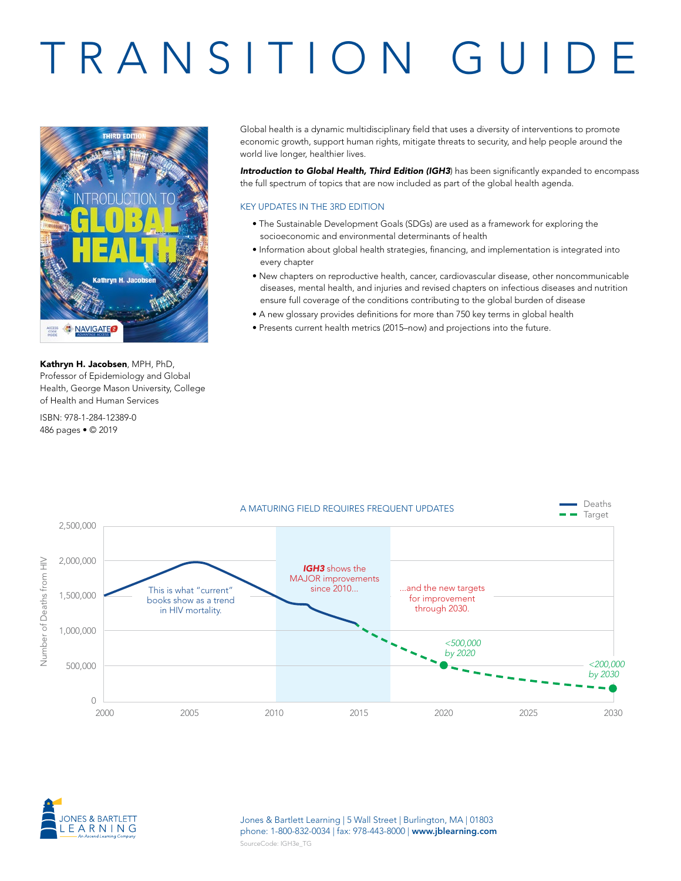# TRANSITION GUIDE

**Kathryn H. Jacobsen**, MPH, PhD, Professor of Epidemiology and Global Health, George Mason University, College of Health and Human Services

ISBN: 978-1-284-12389-0
486 pages • © 2019

Global health is a dynamic multidisciplinary field that uses a diversity of interventions to promote economic growth, support human rights, mitigate threats to security, and help people around the world live longer, healthier lives.

***Introduction to Global Health, Third Edition (IGH3)*** has been significantly expanded to encompass the full spectrum of topics that are now included as part of the global health agenda.

## KEY UPDATES IN THE 3RD EDITION

- The Sustainable Development Goals (SDGs) are used as a framework for exploring the socioeconomic and environmental determinants of health
- Information about global health strategies, financing, and implementation is integrated into every chapter
- New chapters on reproductive health, cancer, cardiovascular disease, other noncommunicable diseases, mental health, and injuries and revised chapters on infectious diseases and nutrition ensure full coverage of the conditions contributing to the global burden of disease
- A new glossary provides definitions for more than 750 key terms in global health
- Presents current health metrics (2015–now) and projections into the future.

## A MATURING FIELD REQUIRES FREQUENT UPDATES

Legend: Deaths; Target

Y-axis: Number of Deaths from HIV (0 to 2,500,000). X-axis: 2000 to 2030.

- This is what "current" books show as a trend in HIV mortality.
- ***IGH3*** shows the MAJOR improvements since 2010...
- ...and the new targets for improvement through 2030.
- *<500,000 by 2020*
- *<200,000 by 2030*

Jones & Bartlett Learning | 5 Wall Street | Burlington, MA | 01803
phone: 1-800-832-0034 | fax: 978-443-8000 | **www.jblearning.com**

SourceCode: IGH3e_TG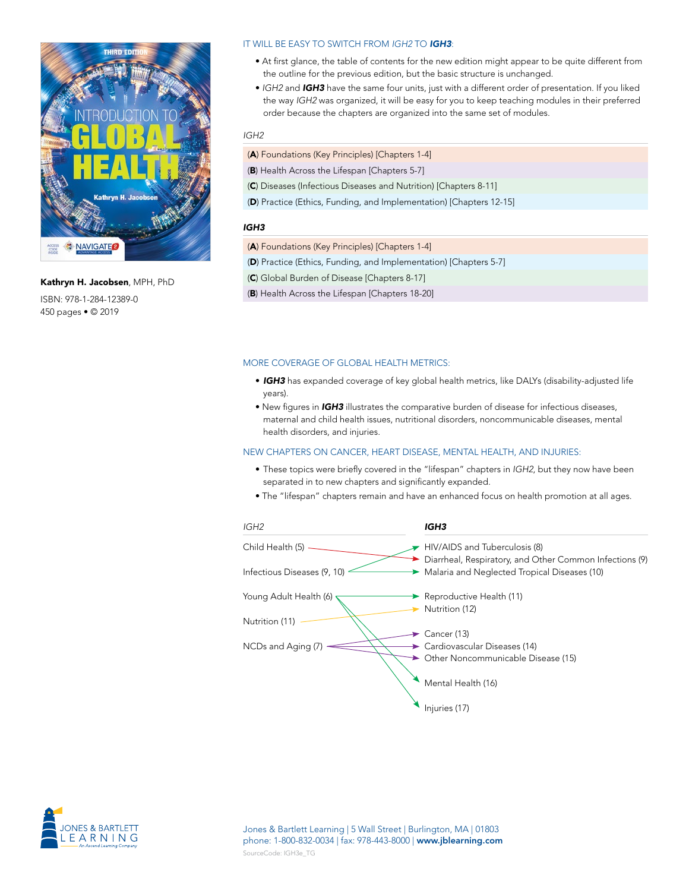Kathryn H. Jacobsen, MPH, PhD

ISBN: 978-1-284-12389-0

450 pages • © 2019

## IT WILL BE EASY TO SWITCH FROM *IGH2* TO ***IGH3***:

- At first glance, the table of contents for the new edition might appear to be quite different from the outline for the previous edition, but the basic structure is unchanged.
- *IGH2* and ***IGH3*** have the same four units, just with a different order of presentation. If you liked the way *IGH2* was organized, it will be easy for you to keep teaching modules in their preferred order because the chapters are organized into the same set of modules.

*IGH2*

- (**A**) Foundations (Key Principles) [Chapters 1-4]
- (**B**) Health Across the Lifespan [Chapters 5-7]
- (**C**) Diseases (Infectious Diseases and Nutrition) [Chapters 8-11]
- (**D**) Practice (Ethics, Funding, and Implementation) [Chapters 12-15]

***IGH3***

- (**A**) Foundations (Key Principles) [Chapters 1-4]
- (**D**) Practice (Ethics, Funding, and Implementation) [Chapters 5-7]
- (**C**) Global Burden of Disease [Chapters 8-17]
- (**B**) Health Across the Lifespan [Chapters 18-20]

## MORE COVERAGE OF GLOBAL HEALTH METRICS:

- ***IGH3*** has expanded coverage of key global health metrics, like DALYs (disability-adjusted life years).
- New figures in ***IGH3*** illustrates the comparative burden of disease for infectious diseases, maternal and child health issues, nutritional disorders, noncommunicable diseases, mental health disorders, and injuries.

## NEW CHAPTERS ON CANCER, HEART DISEASE, MENTAL HEALTH, AND INJURIES:

- These topics were briefly covered in the "lifespan" chapters in *IGH2*, but they now have been separated in to new chapters and significantly expanded.
- The "lifespan" chapters remain and have an enhanced focus on health promotion at all ages.

| *IGH2* | ***IGH3*** |
|---|---|
| Child Health (5) | Diarrheal, Respiratory, and Other Common Infections (9) |
| Infectious Diseases (9, 10) | HIV/AIDS and Tuberculosis (8); Malaria and Neglected Tropical Diseases (10) |
| Young Adult Health (6) | Reproductive Health (11); Mental Health (16); Injuries (17) |
| Nutrition (11) | Nutrition (12) |
| NCDs and Aging (7) | Cancer (13); Cardiovascular Diseases (14); Other Noncommunicable Disease (15) |

Jones & Bartlett Learning | 5 Wall Street | Burlington, MA | 01803
phone: 1-800-832-0034 | fax: 978-443-8000 | **www.jblearning.com**

SourceCode: IGH3e_TG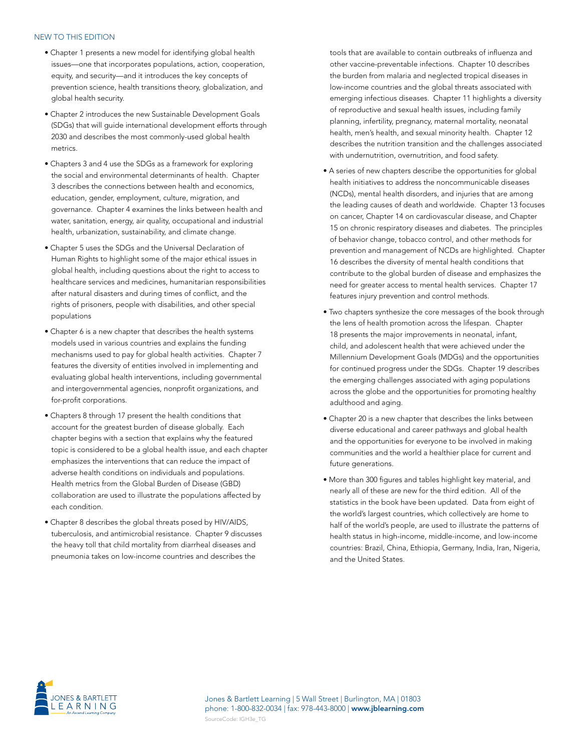## NEW TO THIS EDITION

- Chapter 1 presents a new model for identifying global health issues—one that incorporates populations, action, cooperation, equity, and security—and it introduces the key concepts of prevention science, health transitions theory, globalization, and global health security.
- Chapter 2 introduces the new Sustainable Development Goals (SDGs) that will guide international development efforts through 2030 and describes the most commonly-used global health metrics.
- Chapters 3 and 4 use the SDGs as a framework for exploring the social and environmental determinants of health. Chapter 3 describes the connections between health and economics, education, gender, employment, culture, migration, and governance. Chapter 4 examines the links between health and water, sanitation, energy, air quality, occupational and industrial health, urbanization, sustainability, and climate change.
- Chapter 5 uses the SDGs and the Universal Declaration of Human Rights to highlight some of the major ethical issues in global health, including questions about the right to access to healthcare services and medicines, humanitarian responsibilities after natural disasters and during times of conflict, and the rights of prisoners, people with disabilities, and other special populations
- Chapter 6 is a new chapter that describes the health systems models used in various countries and explains the funding mechanisms used to pay for global health activities. Chapter 7 features the diversity of entities involved in implementing and evaluating global health interventions, including governmental and intergovernmental agencies, nonprofit organizations, and for-profit corporations.
- Chapters 8 through 17 present the health conditions that account for the greatest burden of disease globally. Each chapter begins with a section that explains why the featured topic is considered to be a global health issue, and each chapter emphasizes the interventions that can reduce the impact of adverse health conditions on individuals and populations. Health metrics from the Global Burden of Disease (GBD) collaboration are used to illustrate the populations affected by each condition.
- Chapter 8 describes the global threats posed by HIV/AIDS, tuberculosis, and antimicrobial resistance. Chapter 9 discusses the heavy toll that child mortality from diarrheal diseases and pneumonia takes on low-income countries and describes the tools that are available to contain outbreaks of influenza and other vaccine-preventable infections. Chapter 10 describes the burden from malaria and neglected tropical diseases in low-income countries and the global threats associated with emerging infectious diseases. Chapter 11 highlights a diversity of reproductive and sexual health issues, including family planning, infertility, pregnancy, maternal mortality, neonatal health, men's health, and sexual minority health. Chapter 12 describes the nutrition transition and the challenges associated with undernutrition, overnutrition, and food safety.
- A series of new chapters describe the opportunities for global health initiatives to address the noncommunicable diseases (NCDs), mental health disorders, and injuries that are among the leading causes of death and worldwide. Chapter 13 focuses on cancer, Chapter 14 on cardiovascular disease, and Chapter 15 on chronic respiratory diseases and diabetes. The principles of behavior change, tobacco control, and other methods for prevention and management of NCDs are highlighted. Chapter 16 describes the diversity of mental health conditions that contribute to the global burden of disease and emphasizes the need for greater access to mental health services. Chapter 17 features injury prevention and control methods.
- Two chapters synthesize the core messages of the book through the lens of health promotion across the lifespan. Chapter 18 presents the major improvements in neonatal, infant, child, and adolescent health that were achieved under the Millennium Development Goals (MDGs) and the opportunities for continued progress under the SDGs. Chapter 19 describes the emerging challenges associated with aging populations across the globe and the opportunities for promoting healthy adulthood and aging.
- Chapter 20 is a new chapter that describes the links between diverse educational and career pathways and global health and the opportunities for everyone to be involved in making communities and the world a healthier place for current and future generations.
- More than 300 figures and tables highlight key material, and nearly all of these are new for the third edition. All of the statistics in the book have been updated. Data from eight of the world's largest countries, which collectively are home to half of the world's people, are used to illustrate the patterns of health status in high-income, middle-income, and low-income countries: Brazil, China, Ethiopia, Germany, India, Iran, Nigeria, and the United States.

JONES & BARTLETT LEARNING
An Ascend Learning Company

Jones & Bartlett Learning | 5 Wall Street | Burlington, MA | 01803
phone: 1-800-832-0034 | fax: 978-443-8000 | **www.jblearning.com**

SourceCode: IGH3e_TG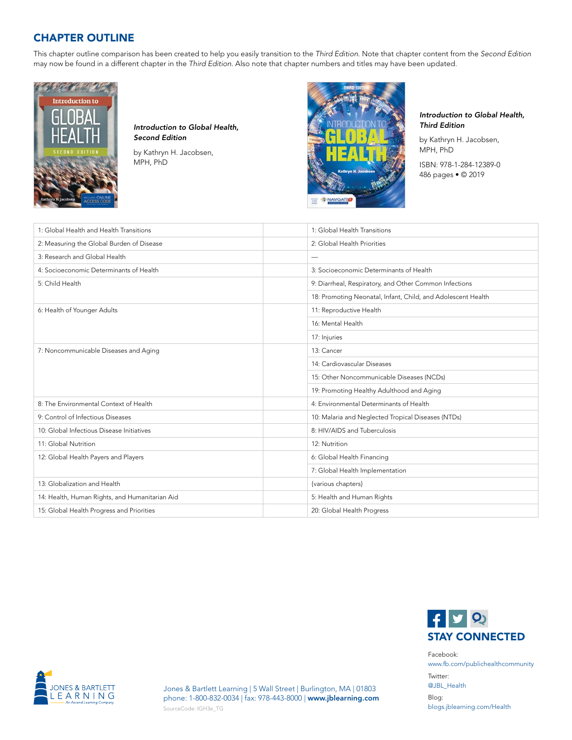## CHAPTER OUTLINE

This chapter outline comparison has been created to help you easily transition to the *Third Edition*. Note that chapter content from the *Second Edition* may now be found in a different chapter in the *Third Edition*. Also note that chapter numbers and titles may have been updated.

***Introduction to Global Health, Second Edition***

by Kathryn H. Jacobsen, MPH, PhD

***Introduction to Global Health, Third Edition***

by Kathryn H. Jacobsen, MPH, PhD

ISBN: 978-1-284-12389-0
486 pages • © 2019

| | | |
|---|---|---|
| 1: Global Health and Health Transitions | | 1: Global Health Transitions |
| 2: Measuring the Global Burden of Disease | | 2: Global Health Priorities |
| 3: Research and Global Health | | — |
| 4: Socioeconomic Determinants of Health | | 3: Socioeconomic Determinants of Health |
| 5: Child Health | | 9: Diarrheal, Respiratory, and Other Common Infections |
| | | 18: Promoting Neonatal, Infant, Child, and Adolescent Health |
| 6: Health of Younger Adults | | 11: Reproductive Health |
| | | 16: Mental Health |
| | | 17: Injuries |
| 7: Noncommunicable Diseases and Aging | | 13: Cancer |
| | | 14: Cardiovascular Diseases |
| | | 15: Other Noncommunicable Diseases (NCDs) |
| | | 19: Promoting Healthy Adulthood and Aging |
| 8: The Environmental Context of Health | | 4: Environmental Determinants of Health |
| 9: Control of Infectious Diseases | | 10: Malaria and Neglected Tropical Diseases (NTDs) |
| 10: Global Infectious Disease Initiatives | | 8: HIV/AIDS and Tuberculosis |
| 11: Global Nutrition | | 12: Nutrition |
| 12: Global Health Payers and Players | | 6: Global Health Financing |
| | | 7: Global Health Implementation |
| 13: Globalization and Health | | (various chapters) |
| 14: Health, Human Rights, and Humanitarian Aid | | 5: Health and Human Rights |
| 15: Global Health Progress and Priorities | | 20: Global Health Progress |

**STAY CONNECTED**

Facebook:
www.fb.com/publichealthcommunity

Twitter:
@JBL_Health

Blog:
blogs.jblearning.com/Health

JONES & BARTLETT LEARNING
An Ascend Learning Company

Jones & Bartlett Learning | 5 Wall Street | Burlington, MA | 01803
phone: 1-800-832-0034 | fax: 978-443-8000 | **www.jblearning.com**

SourceCode: IGH3e_TG